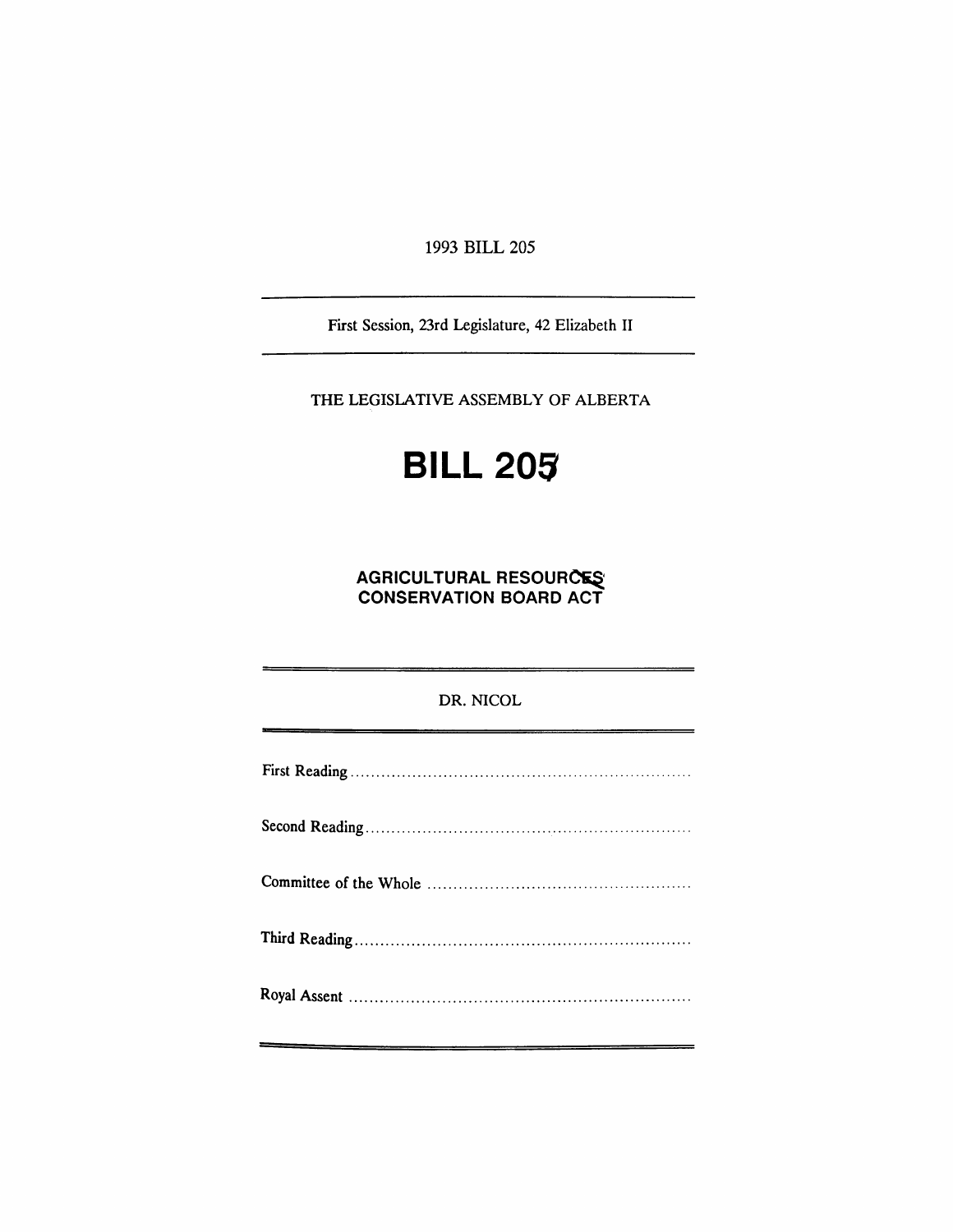1993 BILL 205

---

First Session, 23rd Legislature, 42 Elizabeth II

---

THE LEGISLATIVE ASSEMBLY OF ALBERTA

# BILL 205

## AGRICULTURAL RESOURCES CONSERVATION BOARD ACT

---

DR. NICOL

---

First Reading ..................................................................

Second Reading ..............................................................

Committee of the Whole ..................................................

Third Reading ................................................................

Royal Assent ..................................................................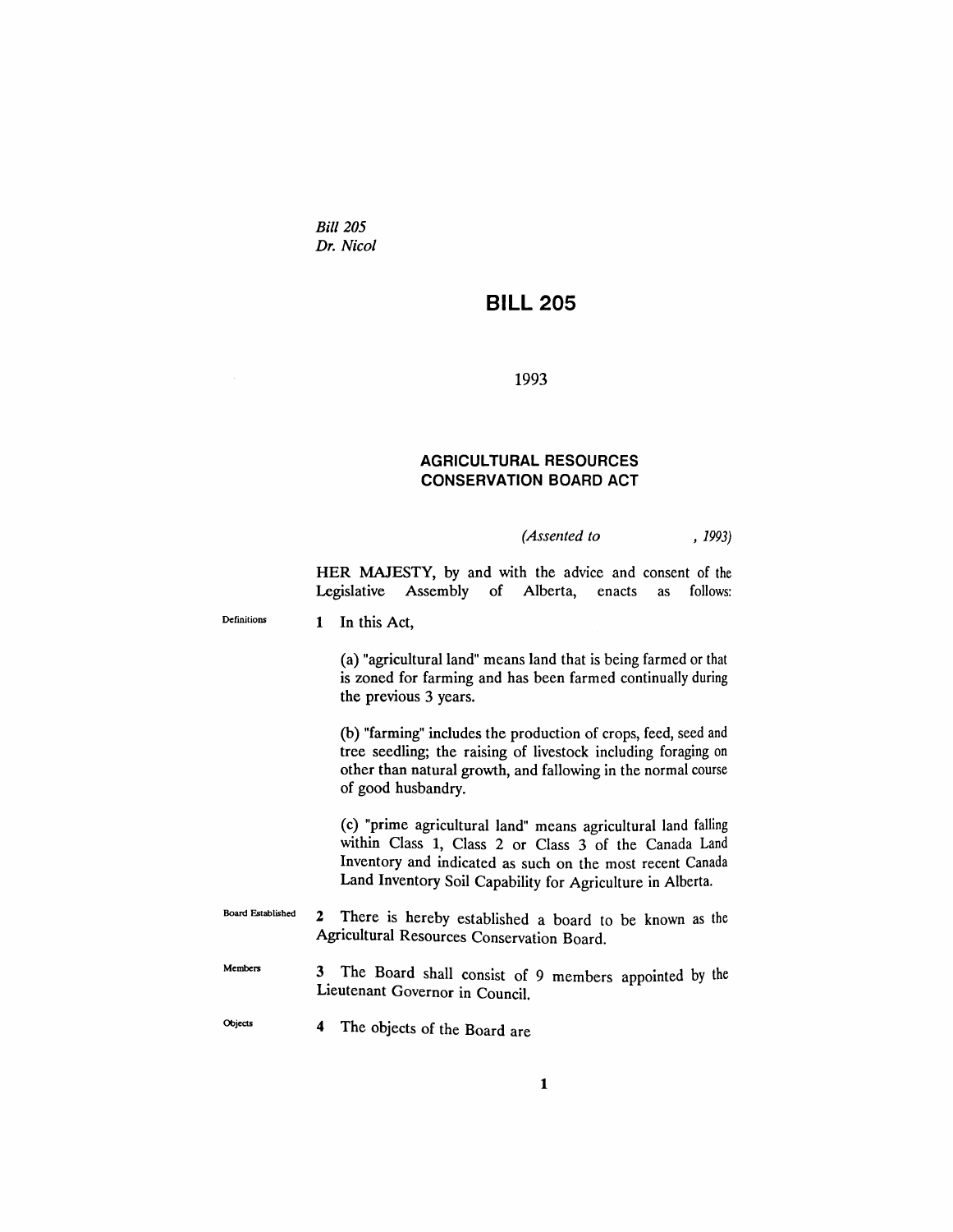*Bill 205*
*Dr. Nicol*

# BILL 205

1993

## AGRICULTURAL RESOURCES CONSERVATION BOARD ACT

*(Assented to , 1993)*

HER MAJESTY, by and with the advice and consent of the Legislative Assembly of Alberta, enacts as follows:

Definitions

**1** In this Act,

(a) "agricultural land" means land that is being farmed or that is zoned for farming and has been farmed continually during the previous 3 years.

(b) "farming" includes the production of crops, feed, seed and tree seedling; the raising of livestock including foraging on other than natural growth, and fallowing in the normal course of good husbandry.

(c) "prime agricultural land" means agricultural land falling within Class 1, Class 2 or Class 3 of the Canada Land Inventory and indicated as such on the most recent Canada Land Inventory Soil Capability for Agriculture in Alberta.

Board Established

**2** There is hereby established a board to be known as the Agricultural Resources Conservation Board.

Members

**3** The Board shall consist of 9 members appointed by the Lieutenant Governor in Council.

Objects

**4** The objects of the Board are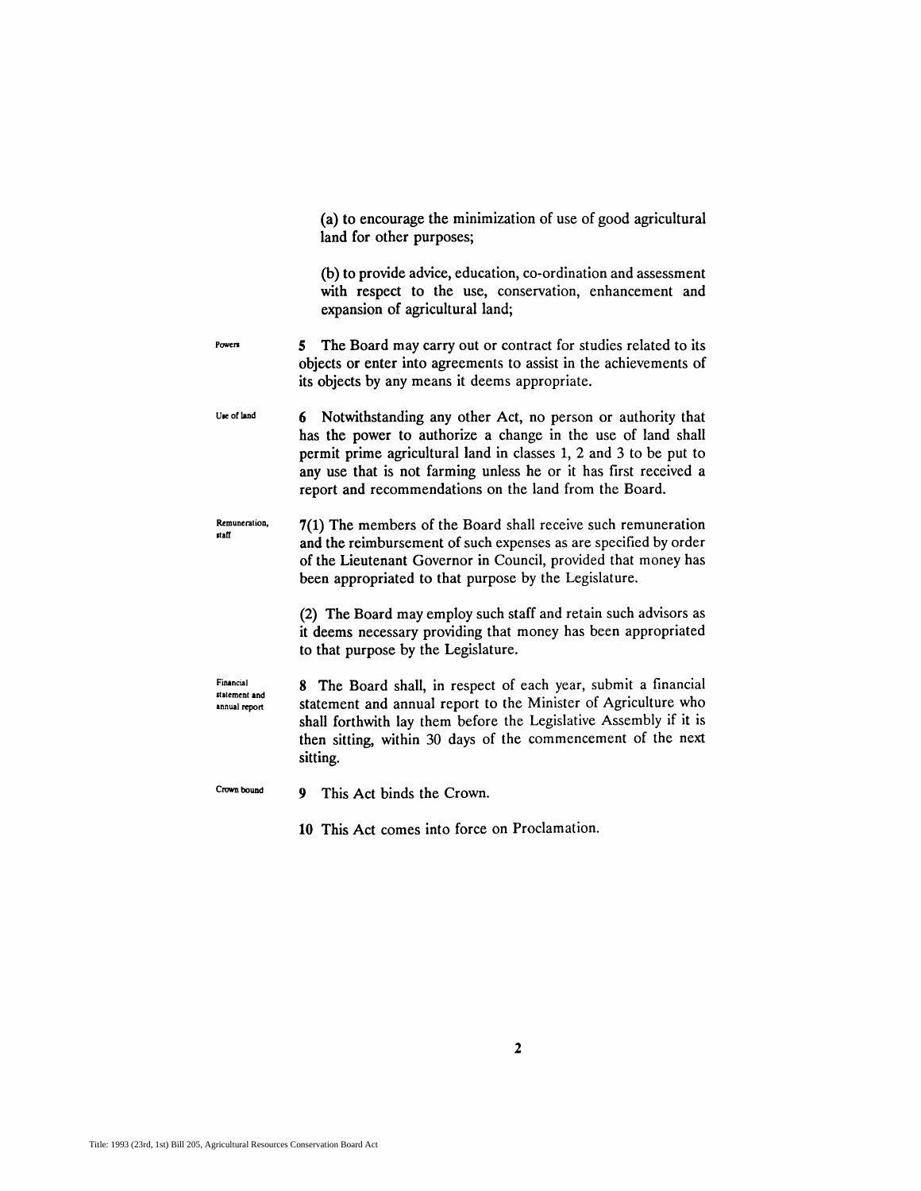(a) to encourage the minimization of use of good agricultural land for other purposes;

(b) to provide advice, education, co-ordination and assessment with respect to the use, conservation, enhancement and expansion of agricultural land;

Powers

**5** The Board may carry out or contract for studies related to its objects or enter into agreements to assist in the achievements of its objects by any means it deems appropriate.

Use of land

**6** Notwithstanding any other Act, no person or authority that has the power to authorize a change in the use of land shall permit prime agricultural land in classes 1, 2 and 3 to be put to any use that is not farming unless he or it has first received a report and recommendations on the land from the Board.

Remuneration, staff

**7(1)** The members of the Board shall receive such remuneration and the reimbursement of such expenses as are specified by order of the Lieutenant Governor in Council, provided that money has been appropriated to that purpose by the Legislature.

(2) The Board may employ such staff and retain such advisors as it deems necessary providing that money has been appropriated to that purpose by the Legislature.

Financial statement and annual report

**8** The Board shall, in respect of each year, submit a financial statement and annual report to the Minister of Agriculture who shall forthwith lay them before the Legislative Assembly if it is then sitting, within 30 days of the commencement of the next sitting.

Crown bound

**9** This Act binds the Crown.

**10** This Act comes into force on Proclamation.